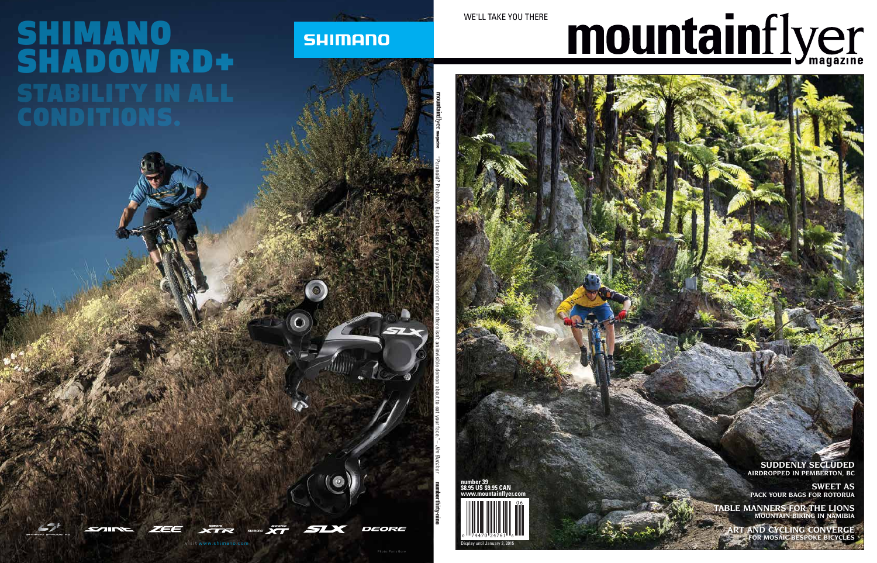# SHIMANO SHADOW RD+

## STABILITY IN ALL CONDITIONS.

SHIMANO

SHIMANO SHADOW RD · SAINT · ZEE · XTR · XT · SLX · DEORE

visit www.shimano.com

Photo: Paris Gore

mountainflyer magazine "Paranoid? Probably. But just because you're paranoid doesn't mean there isn't an invisible demon about to eat your face." – *Jim Butcher* number thirty-nine

WE'LL TAKE YOU THERE

# mountainflyer magazine

number 39
$8.95 US $9.95 CAN
www.mountainflyer.com

Display until January 3, 2015

**SUDDENLY SECLUDED**
AIRDROPPED IN PEMBERTON, BC

**SWEET AS**
PACK YOUR BAGS FOR ROTORUA

**TABLE MANNERS FOR THE LIONS**
MOUNTAIN BIKING IN NAMIBIA

**ART AND CYCLING CONVERGE**
FOR MOSAIC BESPOKE BICYCLES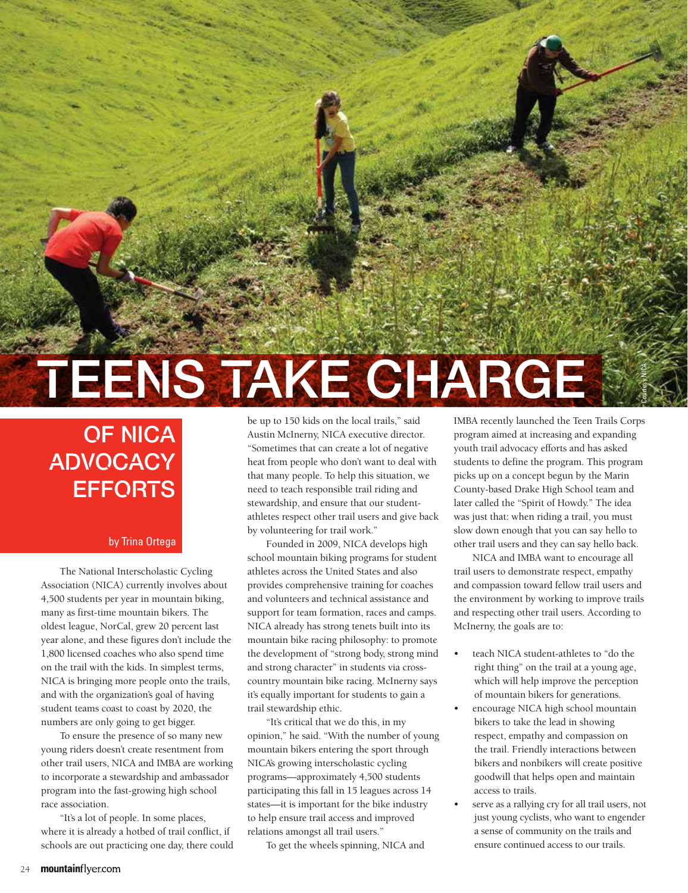# TEENS TAKE CHARGE

## OF NICA ADVOCACY EFFORTS

by Trina Ortega

Courtesy NICA

The National Interscholastic Cycling Association (NICA) currently involves about 4,500 students per year in mountain biking, many as first-time mountain bikers. The oldest league, NorCal, grew 20 percent last year alone, and these figures don't include the 1,800 licensed coaches who also spend time on the trail with the kids. In simplest terms, NICA is bringing more people onto the trails, and with the organization's goal of having student teams coast to coast by 2020, the numbers are only going to get bigger.

To ensure the presence of so many new young riders doesn't create resentment from other trail users, NICA and IMBA are working to incorporate a stewardship and ambassador program into the fast-growing high school race association.

"It's a lot of people. In some places, where it is already a hotbed of trail conflict, if schools are out practicing one day, there could be up to 150 kids on the local trails," said Austin McInerny, NICA executive director. "Sometimes that can create a lot of negative heat from people who don't want to deal with that many people. To help this situation, we need to teach responsible trail riding and stewardship, and ensure that our student-athletes respect other trail users and give back by volunteering for trail work."

Founded in 2009, NICA develops high school mountain biking programs for student athletes across the United States and also provides comprehensive training for coaches and volunteers and technical assistance and support for team formation, races and camps. NICA already has strong tenets built into its mountain bike racing philosophy: to promote the development of "strong body, strong mind and strong character" in students via cross-country mountain bike racing. McInerny says it's equally important for students to gain a trail stewardship ethic.

"It's critical that we do this, in my opinion," he said. "With the number of young mountain bikers entering the sport through NICA's growing interscholastic cycling programs—approximately 4,500 students participating this fall in 15 leagues across 14 states—it is important for the bike industry to help ensure trail access and improved relations amongst all trail users."

To get the wheels spinning, NICA and IMBA recently launched the Teen Trails Corps program aimed at increasing and expanding youth trail advocacy efforts and has asked students to define the program. This program picks up on a concept begun by the Marin County-based Drake High School team and later called the "Spirit of Howdy." The idea was just that: when riding a trail, you must slow down enough that you can say hello to other trail users and they can say hello back.

NICA and IMBA want to encourage all trail users to demonstrate respect, empathy and compassion toward fellow trail users and the environment by working to improve trails and respecting other trail users. According to McInerny, the goals are to:

- teach NICA student-athletes to "do the right thing" on the trail at a young age, which will help improve the perception of mountain bikers for generations.
- encourage NICA high school mountain bikers to take the lead in showing respect, empathy and compassion on the trail. Friendly interactions between bikers and nonbikers will create positive goodwill that helps open and maintain access to trails.
- serve as a rallying cry for all trail users, not just young cyclists, who want to engender a sense of community on the trails and ensure continued access to our trails.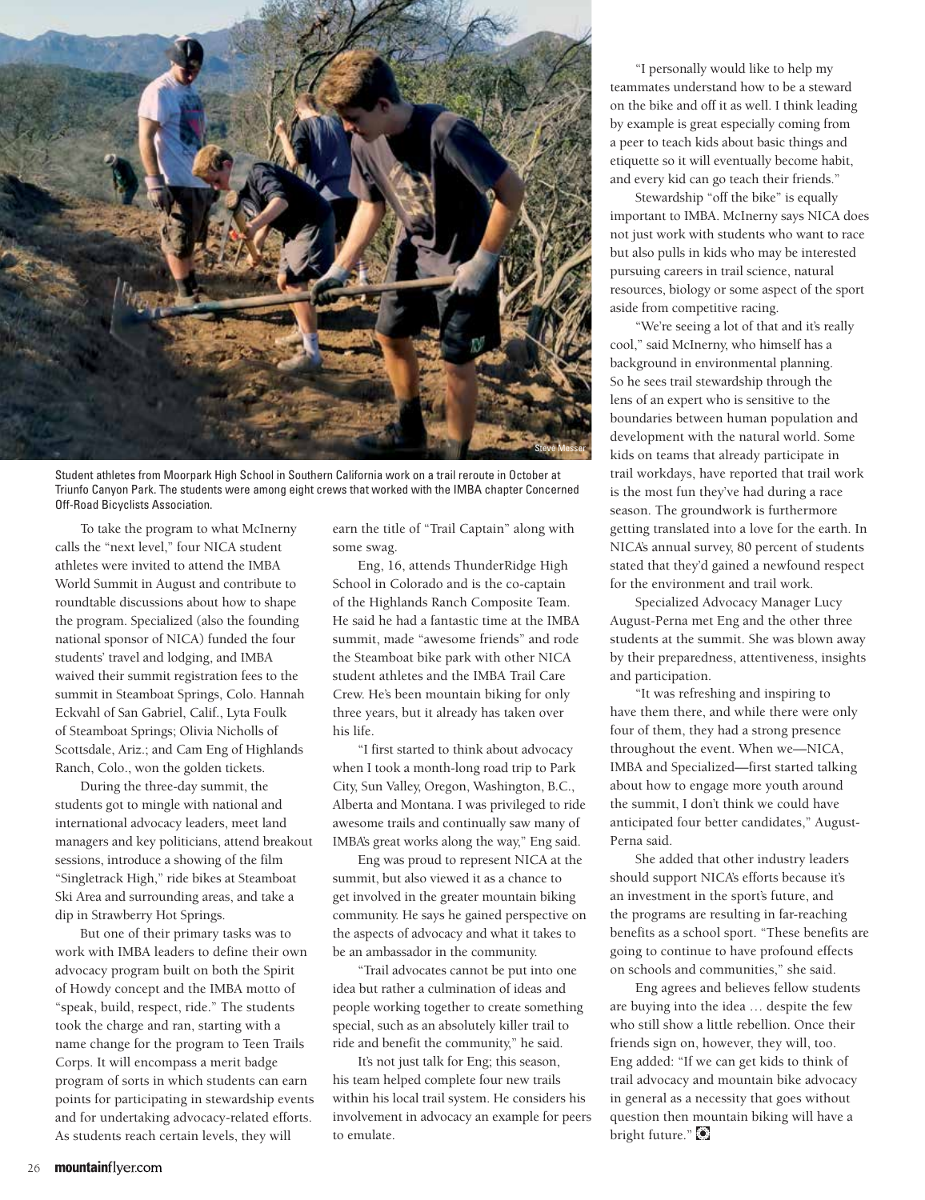Student athletes from Moorpark High School in Southern California work on a trail reroute in October at Triunfo Canyon Park. The students were among eight crews that worked with the IMBA chapter Concerned Off-Road Bicyclists Association.

To take the program to what McInerny calls the "next level," four NICA student athletes were invited to attend the IMBA World Summit in August and contribute to roundtable discussions about how to shape the program. Specialized (also the founding national sponsor of NICA) funded the four students' travel and lodging, and IMBA waived their summit registration fees to the summit in Steamboat Springs, Colo. Hannah Eckvahl of San Gabriel, Calif., Lyta Foulk of Steamboat Springs; Olivia Nicholls of Scottsdale, Ariz.; and Cam Eng of Highlands Ranch, Colo., won the golden tickets.

During the three-day summit, the students got to mingle with national and international advocacy leaders, meet land managers and key politicians, attend breakout sessions, introduce a showing of the film "Singletrack High," ride bikes at Steamboat Ski Area and surrounding areas, and take a dip in Strawberry Hot Springs.

But one of their primary tasks was to work with IMBA leaders to define their own advocacy program built on both the Spirit of Howdy concept and the IMBA motto of "speak, build, respect, ride." The students took the charge and ran, starting with a name change for the program to Teen Trails Corps. It will encompass a merit badge program of sorts in which students can earn points for participating in stewardship events and for undertaking advocacy-related efforts. As students reach certain levels, they will earn the title of "Trail Captain" along with some swag.

Eng, 16, attends ThunderRidge High School in Colorado and is the co-captain of the Highlands Ranch Composite Team. He said he had a fantastic time at the IMBA summit, made "awesome friends" and rode the Steamboat bike park with other NICA student athletes and the IMBA Trail Care Crew. He's been mountain biking for only three years, but it already has taken over his life.

"I first started to think about advocacy when I took a month-long road trip to Park City, Sun Valley, Oregon, Washington, B.C., Alberta and Montana. I was privileged to ride awesome trails and continually saw many of IMBA's great works along the way," Eng said.

Eng was proud to represent NICA at the summit, but also viewed it as a chance to get involved in the greater mountain biking community. He says he gained perspective on the aspects of advocacy and what it takes to be an ambassador in the community.

"Trail advocates cannot be put into one idea but rather a culmination of ideas and people working together to create something special, such as an absolutely killer trail to ride and benefit the community," he said.

It's not just talk for Eng; this season, his team helped complete four new trails within his local trail system. He considers his involvement in advocacy an example for peers to emulate.

"I personally would like to help my teammates understand how to be a steward on the bike and off it as well. I think leading by example is great especially coming from a peer to teach kids about basic things and etiquette so it will eventually become habit, and every kid can go teach their friends."

Stewardship "off the bike" is equally important to IMBA. McInerny says NICA does not just work with students who want to race but also pulls in kids who may be interested pursuing careers in trail science, natural resources, biology or some aspect of the sport aside from competitive racing.

"We're seeing a lot of that and it's really cool," said McInerny, who himself has a background in environmental planning. So he sees trail stewardship through the lens of an expert who is sensitive to the boundaries between human population and development with the natural world. Some kids on teams that already participate in trail workdays, have reported that trail work is the most fun they've had during a race season. The groundwork is furthermore getting translated into a love for the earth. In NICA's annual survey, 80 percent of students stated that they'd gained a newfound respect for the environment and trail work.

Specialized Advocacy Manager Lucy August-Perna met Eng and the other three students at the summit. She was blown away by their preparedness, attentiveness, insights and participation.

"It was refreshing and inspiring to have them there, and while there were only four of them, they had a strong presence throughout the event. When we—NICA, IMBA and Specialized—first started talking about how to engage more youth around the summit, I don't think we could have anticipated four better candidates," August-Perna said.

She added that other industry leaders should support NICA's efforts because it's an investment in the sport's future, and the programs are resulting in far-reaching benefits as a school sport. "These benefits are going to continue to have profound effects on schools and communities," she said.

Eng agrees and believes fellow students are buying into the idea … despite the few who still show a little rebellion. Once their friends sign on, however, they will, too. Eng added: "If we can get kids to think of trail advocacy and mountain bike advocacy in general as a necessity that goes without question then mountain biking will have a bright future."